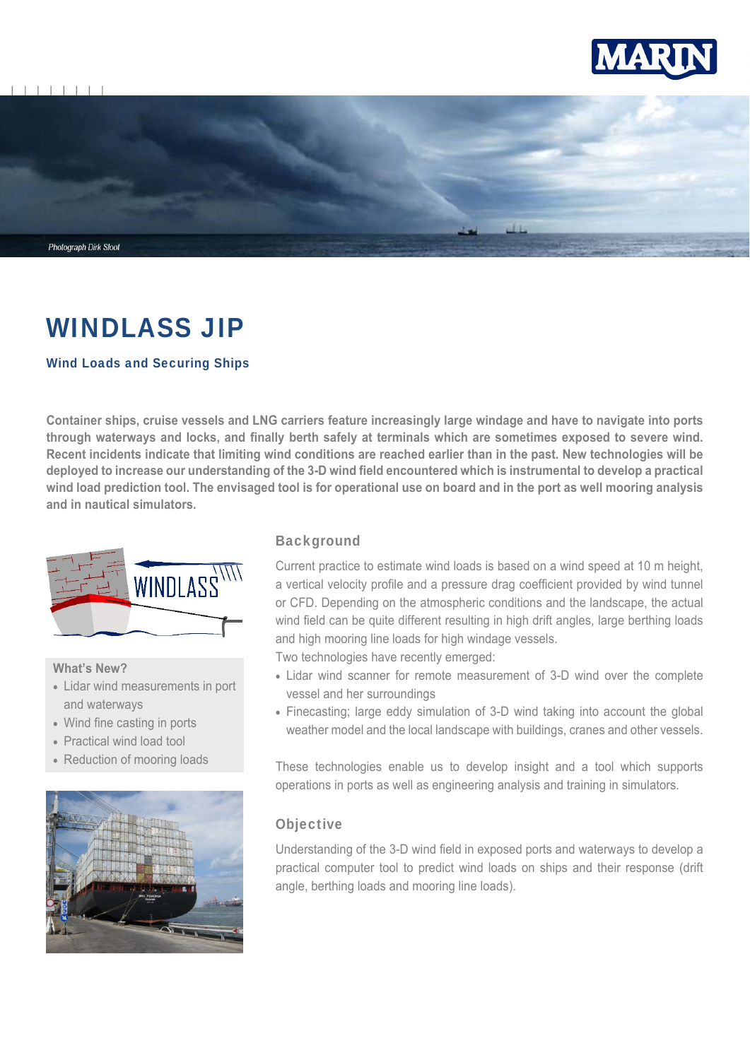Photograph Dirk Sloot

# WINDLASS JIP

### Wind Loads and Securing Ships

**Container ships, cruise vessels and LNG carriers feature increasingly large windage and have to navigate into ports through waterways and locks, and finally berth safely at terminals which are sometimes exposed to severe wind. Recent incidents indicate that limiting wind conditions are reached earlier than in the past. New technologies will be deployed to increase our understanding of the 3-D wind field encountered which is instrumental to develop a practical wind load prediction tool. The envisaged tool is for operational use on board and in the port as well mooring analysis and in nautical simulators.**

**What's New?**

- Lidar wind measurements in port and waterways
- Wind fine casting in ports
- Practical wind load tool
- Reduction of mooring loads

## Background

Current practice to estimate wind loads is based on a wind speed at 10 m height, a vertical velocity profile and a pressure drag coefficient provided by wind tunnel or CFD. Depending on the atmospheric conditions and the landscape, the actual wind field can be quite different resulting in high drift angles, large berthing loads and high mooring line loads for high windage vessels.

Two technologies have recently emerged:

- Lidar wind scanner for remote measurement of 3-D wind over the complete vessel and her surroundings
- Finecasting; large eddy simulation of 3-D wind taking into account the global weather model and the local landscape with buildings, cranes and other vessels.

These technologies enable us to develop insight and a tool which supports operations in ports as well as engineering analysis and training in simulators.

## Objective

Understanding of the 3-D wind field in exposed ports and waterways to develop a practical computer tool to predict wind loads on ships and their response (drift angle, berthing loads and mooring line loads).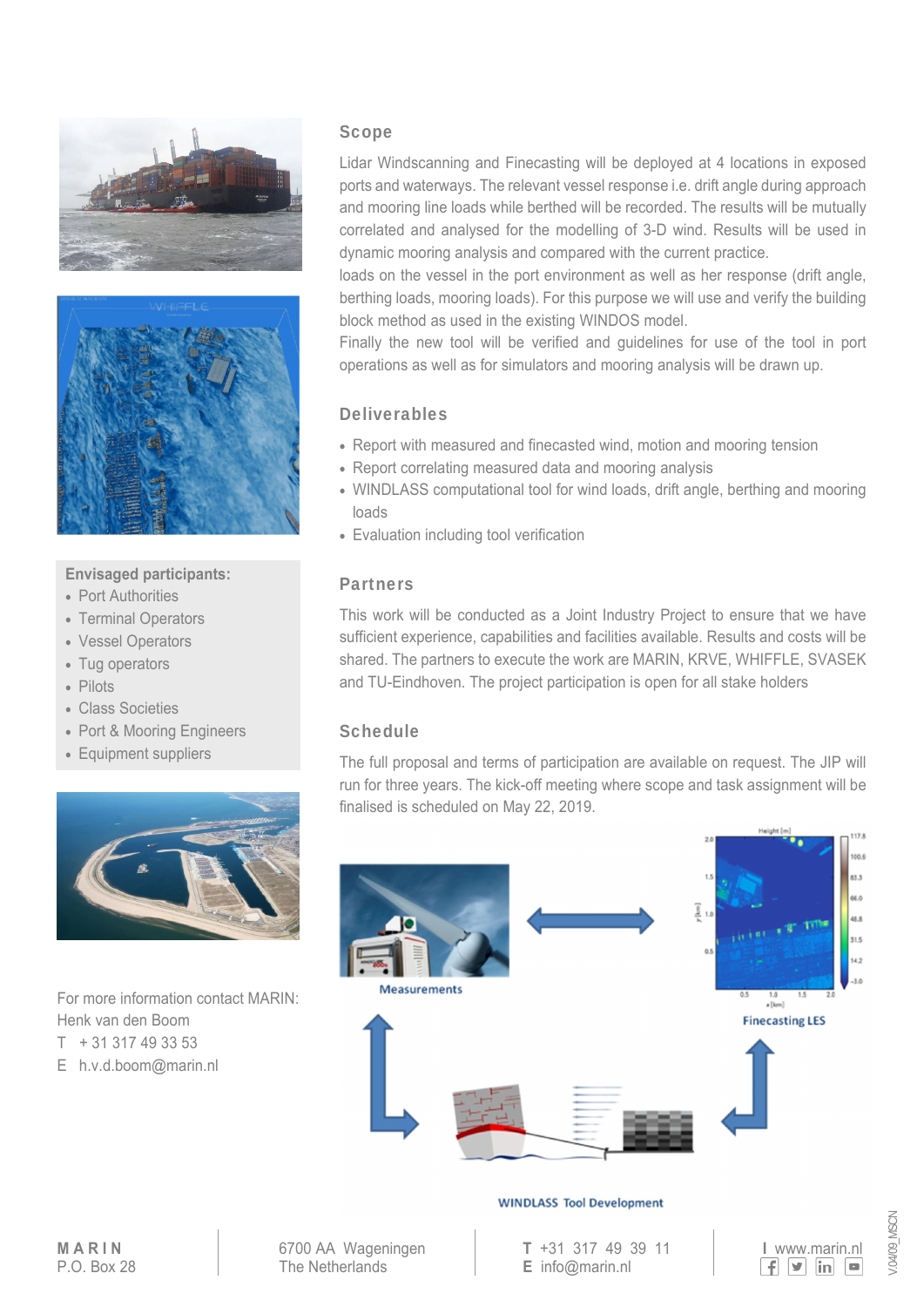## Scope

Lidar Windscanning and Finecasting will be deployed at 4 locations in exposed ports and waterways. The relevant vessel response i.e. drift angle during approach and mooring line loads while berthed will be recorded. The results will be mutually correlated and analysed for the modelling of 3-D wind. Results will be used in dynamic mooring analysis and compared with the current practice.
loads on the vessel in the port environment as well as her response (drift angle, berthing loads, mooring loads). For this purpose we will use and verify the building block method as used in the existing WINDOS model.
Finally the new tool will be verified and guidelines for use of the tool in port operations as well as for simulators and mooring analysis will be drawn up.

## Deliverables

- Report with measured and finecasted wind, motion and mooring tension
- Report correlating measured data and mooring analysis
- WINDLASS computational tool for wind loads, drift angle, berthing and mooring loads
- Evaluation including tool verification

## Partners

This work will be conducted as a Joint Industry Project to ensure that we have sufficient experience, capabilities and facilities available. Results and costs will be shared. The partners to execute the work are MARIN, KRVE, WHIFFLE, SVASEK and TU-Eindhoven. The project participation is open for all stake holders

## Schedule

The full proposal and terms of participation are available on request. The JIP will run for three years. The kick-off meeting where scope and task assignment will be finalised is scheduled on May 22, 2019.

Measurements

Finecasting LES

WINDLASS Tool Development

**Envisaged participants:**

- Port Authorities
- Terminal Operators
- Vessel Operators
- Tug operators
- Pilots
- Class Societies
- Port & Mooring Engineers
- Equipment suppliers

For more information contact MARIN:
Henk van den Boom
T + 31 317 49 33 53
E h.v.d.boom@marin.nl

MARIN
P.O. Box 28

6700 AA Wageningen
The Netherlands

T +31 317 49 39 11
E info@marin.nl

I www.marin.nl